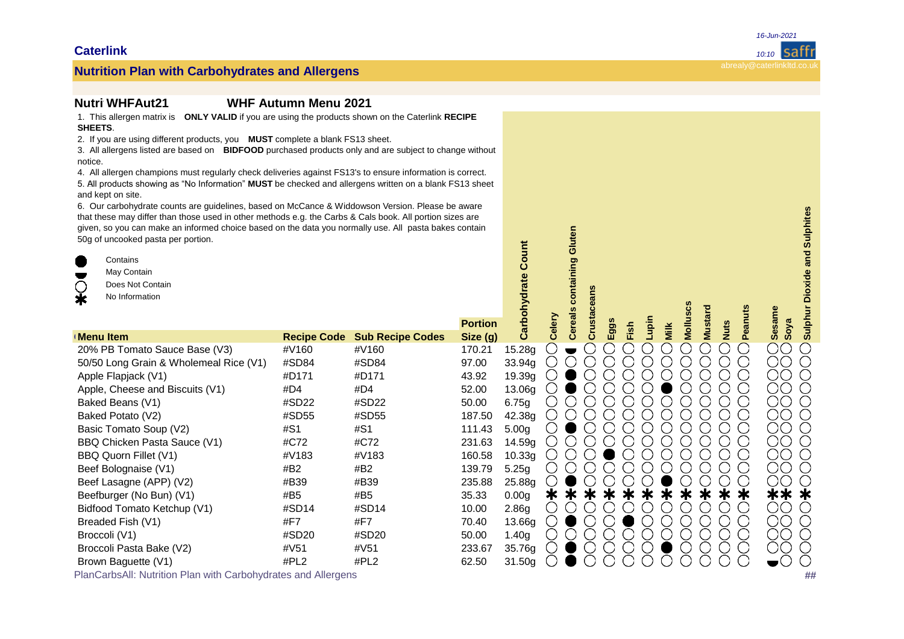## Caterlink

## Nutrition Plan with Carbohydrates and Allergens

**Nutri WHFAut21** **WHF Autumn Menu 2021**

1. This allergen matrix is **ONLY VALID** if you are using the products shown on the Caterlink **RECIPE SHEETS**.
2. If you are using different products, you **MUST** complete a blank FS13 sheet.
3. All allergens listed are based on **BIDFOOD** purchased products only and are subject to change without notice.
4. All allergen champions must regularly check deliveries against FS13's to ensure information is correct.
5. All products showing as "No Information" **MUST** be checked and allergens written on a blank FS13 sheet and kept on site.
6. Our carbohydrate counts are guidelines, based on McCance & Widdowson Version. Please be aware that these may differ than those used in other methods e.g. the Carbs & Cals book. All portion sizes are given, so you can make an informed choice based on the data you normally use. All pasta bakes contain 50g of uncooked pasta per portion.

- ● Contains
- ◒ May Contain
- ○ Does Not Contain
- ✱ No Information

| Menu Item | Recipe Code | Sub Recipe Codes | Portion Size (g) | Carbohydrate Count | Celery | Cereals containing Gluten | Crustaceans | Eggs | Fish | Lupin | Milk | Molluscs | Mustard | Nuts | Peanuts | Sesame | Soya | Sulphur Dioxide and Sulphites |
|---|---|---|---|---|---|---|---|---|---|---|---|---|---|---|---|---|---|---|
| 20% PB Tomato Sauce Base (V3) | #V160 | #V160 | 170.21 | 15.28g | ○ | ◒ | ○ | ○ | ○ | ○ | ○ | ○ | ○ | ○ | ○ | ○ | ○ | ○ |
| 50/50 Long Grain & Wholemeal Rice (V1) | #SD84 | #SD84 | 97.00 | 33.94g | ○ | ○ | ○ | ○ | ○ | ○ | ○ | ○ | ○ | ○ | ○ | ○ | ○ | ○ |
| Apple Flapjack (V1) | #D171 | #D171 | 43.92 | 19.39g | ○ | ● | ○ | ○ | ○ | ○ | ○ | ○ | ○ | ○ | ○ | ○ | ○ | ○ |
| Apple, Cheese and Biscuits (V1) | #D4 | #D4 | 52.00 | 13.06g | ○ | ● | ○ | ○ | ○ | ○ | ● | ○ | ○ | ○ | ○ | ○ | ○ | ○ |
| Baked Beans (V1) | #SD22 | #SD22 | 50.00 | 6.75g | ○ | ○ | ○ | ○ | ○ | ○ | ○ | ○ | ○ | ○ | ○ | ○ | ○ | ○ |
| Baked Potato (V2) | #SD55 | #SD55 | 187.50 | 42.38g | ○ | ○ | ○ | ○ | ○ | ○ | ○ | ○ | ○ | ○ | ○ | ○ | ○ | ○ |
| Basic Tomato Soup (V2) | #S1 | #S1 | 111.43 | 5.00g | ○ | ● | ○ | ○ | ○ | ○ | ○ | ○ | ○ | ○ | ○ | ○ | ○ | ○ |
| BBQ Chicken Pasta Sauce (V1) | #C72 | #C72 | 231.63 | 14.59g | ○ | ○ | ○ | ○ | ○ | ○ | ○ | ○ | ○ | ○ | ○ | ○ | ○ | ○ |
| BBQ Quorn Fillet (V1) | #V183 | #V183 | 160.58 | 10.33g | ○ | ○ | ○ | ● | ○ | ○ | ○ | ○ | ○ | ○ | ○ | ○ | ○ | ○ |
| Beef Bolognaise (V1) | #B2 | #B2 | 139.79 | 5.25g | ○ | ○ | ○ | ○ | ○ | ○ | ○ | ○ | ○ | ○ | ○ | ○ | ○ | ○ |
| Beef Lasagne (APP) (V2) | #B39 | #B39 | 235.88 | 25.88g | ○ | ● | ○ | ○ | ○ | ○ | ● | ○ | ○ | ○ | ○ | ○ | ○ | ○ |
| Beefburger (No Bun) (V1) | #B5 | #B5 | 35.33 | 0.00g | ✱ | ✱ | ✱ | ✱ | ✱ | ✱ | ✱ | ✱ | ✱ | ✱ | ✱ | ✱ | ✱ | ✱ |
| Bidfood Tomato Ketchup (V1) | #SD14 | #SD14 | 10.00 | 2.86g | ○ | ○ | ○ | ○ | ○ | ○ | ○ | ○ | ○ | ○ | ○ | ○ | ○ | ○ |
| Breaded Fish (V1) | #F7 | #F7 | 70.40 | 13.66g | ○ | ● | ○ | ○ | ● | ○ | ○ | ○ | ○ | ○ | ○ | ○ | ○ | ○ |
| Broccoli (V1) | #SD20 | #SD20 | 50.00 | 1.40g | ○ | ○ | ○ | ○ | ○ | ○ | ○ | ○ | ○ | ○ | ○ | ○ | ○ | ○ |
| Broccoli Pasta Bake (V2) | #V51 | #V51 | 233.67 | 35.76g | ○ | ● | ○ | ○ | ○ | ○ | ● | ○ | ○ | ○ | ○ | ○ | ○ | ○ |
| Brown Baguette (V1) | #PL2 | #PL2 | 62.50 | 31.50g | ○ | ● | ○ | ○ | ○ | ○ | ○ | ○ | ○ | ○ | ○ | ◒ | ○ | ○ |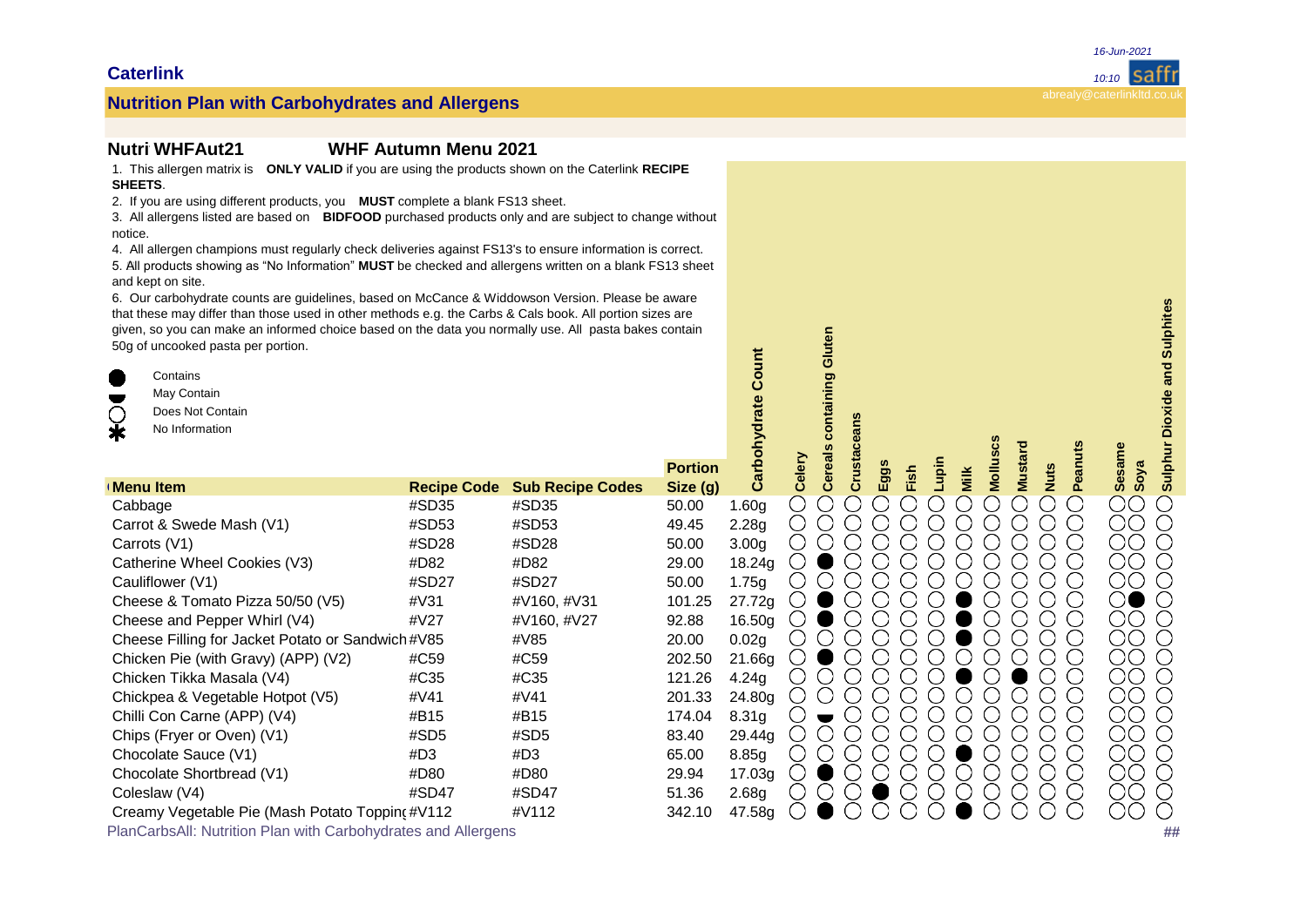## Caterlink

## Nutrition Plan with Carbohydrates and Allergens

### Nutri WHFAut21 — WHF Autumn Menu 2021

1. This allergen matrix is **ONLY VALID** if you are using the products shown on the Caterlink **RECIPE SHEETS**.
2. If you are using different products, you **MUST** complete a blank FS13 sheet.
3. All allergens listed are based on **BIDFOOD** purchased products only and are subject to change without notice.
4. All allergen champions must regularly check deliveries against FS13's to ensure information is correct.
5. All products showing as "No Information" **MUST** be checked and allergens written on a blank FS13 sheet and kept on site.
6. Our carbohydrate counts are guidelines, based on McCance & Widdowson Version. Please be aware that these may differ than those used in other methods e.g. the Carbs & Cals book. All portion sizes are given, so you can make an informed choice based on the data you normally use. All pasta bakes contain 50g of uncooked pasta per portion.

- ● Contains
- ◒ May Contain
- ○ Does Not Contain
- ✱ No Information

| Menu Item | Recipe Code | Sub Recipe Codes | Portion Size (g) | Carbohydrate Count | Celery | Cereals containing Gluten | Crustaceans | Eggs | Fish | Lupin | Milk | Molluscs | Mustard | Nuts | Peanuts | Sesame | Soya | Sulphur Dioxide and Sulphites |
|---|---|---|---|---|---|---|---|---|---|---|---|---|---|---|---|---|---|---|
| Cabbage | #SD35 | #SD35 | 50.00 | 1.60g | ○ | ○ | ○ | ○ | ○ | ○ | ○ | ○ | ○ | ○ | ○ | ○ | ○ | ○ |
| Carrot & Swede Mash (V1) | #SD53 | #SD53 | 49.45 | 2.28g | ○ | ○ | ○ | ○ | ○ | ○ | ○ | ○ | ○ | ○ | ○ | ○ | ○ | ○ |
| Carrots (V1) | #SD28 | #SD28 | 50.00 | 3.00g | ○ | ○ | ○ | ○ | ○ | ○ | ○ | ○ | ○ | ○ | ○ | ○ | ○ | ○ |
| Catherine Wheel Cookies (V3) | #D82 | #D82 | 29.00 | 18.24g | ○ | ● | ○ | ○ | ○ | ○ | ○ | ○ | ○ | ○ | ○ | ○ | ○ | ○ |
| Cauliflower (V1) | #SD27 | #SD27 | 50.00 | 1.75g | ○ | ○ | ○ | ○ | ○ | ○ | ○ | ○ | ○ | ○ | ○ | ○ | ○ | ○ |
| Cheese & Tomato Pizza 50/50 (V5) | #V31 | #V160, #V31 | 101.25 | 27.72g | ○ | ● | ○ | ○ | ○ | ○ | ● | ○ | ○ | ○ | ○ | ○ | ● | ○ |
| Cheese and Pepper Whirl (V4) | #V27 | #V160, #V27 | 92.88 | 16.50g | ○ | ● | ○ | ○ | ○ | ○ | ● | ○ | ○ | ○ | ○ | ○ | ○ | ○ |
| Cheese Filling for Jacket Potato or Sandwich | #V85 | #V85 | 20.00 | 0.02g | ○ | ○ | ○ | ○ | ○ | ○ | ● | ○ | ○ | ○ | ○ | ○ | ○ | ○ |
| Chicken Pie (with Gravy) (APP) (V2) | #C59 | #C59 | 202.50 | 21.66g | ○ | ● | ○ | ○ | ○ | ○ | ○ | ○ | ○ | ○ | ○ | ○ | ○ | ○ |
| Chicken Tikka Masala (V4) | #C35 | #C35 | 121.26 | 4.24g | ○ | ○ | ○ | ○ | ○ | ○ | ● | ○ | ● | ○ | ○ | ○ | ○ | ○ |
| Chickpea & Vegetable Hotpot (V5) | #V41 | #V41 | 201.33 | 24.80g | ○ | ○ | ○ | ○ | ○ | ○ | ○ | ○ | ○ | ○ | ○ | ○ | ○ | ○ |
| Chilli Con Carne (APP) (V4) | #B15 | #B15 | 174.04 | 8.31g | ○ | ◒ | ○ | ○ | ○ | ○ | ○ | ○ | ○ | ○ | ○ | ○ | ○ | ○ |
| Chips (Fryer or Oven) (V1) | #SD5 | #SD5 | 83.40 | 29.44g | ○ | ○ | ○ | ○ | ○ | ○ | ○ | ○ | ○ | ○ | ○ | ○ | ○ | ○ |
| Chocolate Sauce (V1) | #D3 | #D3 | 65.00 | 8.85g | ○ | ○ | ○ | ○ | ○ | ○ | ● | ○ | ○ | ○ | ○ | ○ | ○ | ○ |
| Chocolate Shortbread (V1) | #D80 | #D80 | 29.94 | 17.03g | ○ | ● | ○ | ○ | ○ | ○ | ○ | ○ | ○ | ○ | ○ | ○ | ○ | ○ |
| Coleslaw (V4) | #SD47 | #SD47 | 51.36 | 2.68g | ○ | ○ | ○ | ● | ○ | ○ | ○ | ○ | ○ | ○ | ○ | ○ | ○ | ○ |
| Creamy Vegetable Pie (Mash Potato Topping) | #V112 | #V112 | 342.10 | 47.58g | ○ | ● | ○ | ○ | ○ | ○ | ● | ○ | ○ | ○ | ○ | ○ | ○ | ○ |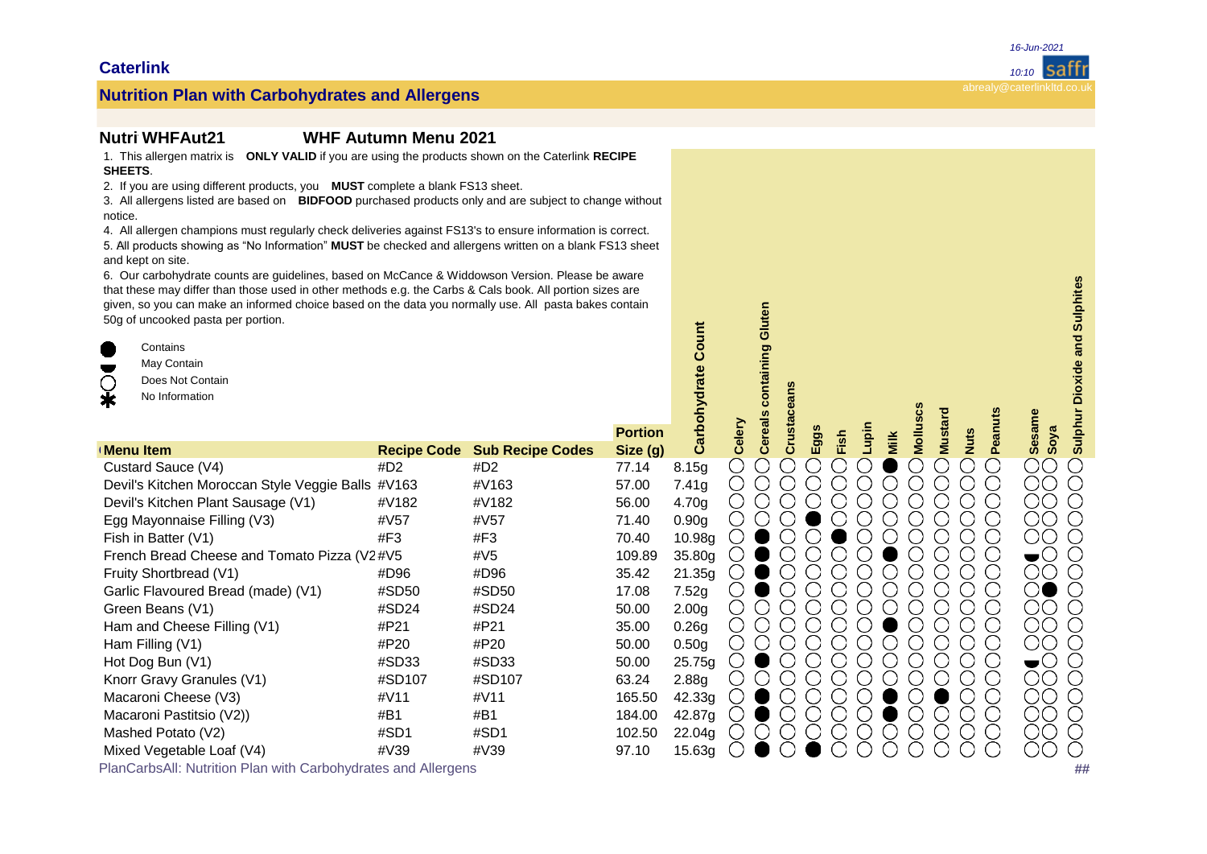# Caterlink

## Nutrition Plan with Carbohydrates and Allergens

16-Jun-2021 10:10

abrealy@caterlinkltd.co.uk

### Nutri WHFAut21 — WHF Autumn Menu 2021

1. This allergen matrix is **ONLY VALID** if you are using the products shown on the Caterlink **RECIPE SHEETS**.
2. If you are using different products, you **MUST** complete a blank FS13 sheet.
3. All allergens listed are based on **BIDFOOD** purchased products only and are subject to change without notice.
4. All allergen champions must regularly check deliveries against FS13's to ensure information is correct.
5. All products showing as "No Information" **MUST** be checked and allergens written on a blank FS13 sheet and kept on site.
6. Our carbohydrate counts are guidelines, based on McCance & Widdowson Version. Please be aware that these may differ than those used in other methods e.g. the Carbs & Cals book. All portion sizes are given, so you can make an informed choice based on the data you normally use. All pasta bakes contain 50g of uncooked pasta per portion.

- ● Contains
- ◒ May Contain
- ○ Does Not Contain
- ✱ No Information

| Menu Item | Recipe Code | Sub Recipe Codes | Portion Size (g) | Carbohydrate Count | Celery | Cereals containing Gluten | Crustaceans | Eggs | Fish | Lupin | Milk | Molluscs | Mustard | Nuts | Peanuts | Sesame | Soya | Sulphur Dioxide and Sulphites |
|---|---|---|---|---|---|---|---|---|---|---|---|---|---|---|---|---|---|---|
| Custard Sauce (V4) | #D2 | #D2 | 77.14 | 8.15g | ○ | ○ | ○ | ○ | ○ | ○ | ● | ○ | ○ | ○ | ○ | ○ | ○ | ○ |
| Devil's Kitchen Moroccan Style Veggie Balls | #V163 | #V163 | 57.00 | 7.41g | ○ | ○ | ○ | ○ | ○ | ○ | ○ | ○ | ○ | ○ | ○ | ○ | ○ | ○ |
| Devil's Kitchen Plant Sausage (V1) | #V182 | #V182 | 56.00 | 4.70g | ○ | ○ | ○ | ○ | ○ | ○ | ○ | ○ | ○ | ○ | ○ | ○ | ○ | ○ |
| Egg Mayonnaise Filling (V3) | #V57 | #V57 | 71.40 | 0.90g | ○ | ○ | ○ | ● | ○ | ○ | ○ | ○ | ○ | ○ | ○ | ○ | ○ | ○ |
| Fish in Batter (V1) | #F3 | #F3 | 70.40 | 10.98g | ○ | ● | ○ | ○ | ● | ○ | ○ | ○ | ○ | ○ | ○ | ○ | ○ | ○ |
| French Bread Cheese and Tomato Pizza (V2 | #V5 | #V5 | 109.89 | 35.80g | ○ | ● | ○ | ○ | ○ | ○ | ● | ○ | ○ | ○ | ○ | ◒ | ○ | ○ |
| Fruity Shortbread (V1) | #D96 | #D96 | 35.42 | 21.35g | ○ | ● | ○ | ○ | ○ | ○ | ○ | ○ | ○ | ○ | ○ | ○ | ○ | ○ |
| Garlic Flavoured Bread (made) (V1) | #SD50 | #SD50 | 17.08 | 7.52g | ○ | ● | ○ | ○ | ○ | ○ | ○ | ○ | ○ | ○ | ○ | ○ | ● | ○ |
| Green Beans (V1) | #SD24 | #SD24 | 50.00 | 2.00g | ○ | ○ | ○ | ○ | ○ | ○ | ○ | ○ | ○ | ○ | ○ | ○ | ○ | ○ |
| Ham and Cheese Filling (V1) | #P21 | #P21 | 35.00 | 0.26g | ○ | ○ | ○ | ○ | ○ | ○ | ● | ○ | ○ | ○ | ○ | ○ | ○ | ○ |
| Ham Filling (V1) | #P20 | #P20 | 50.00 | 0.50g | ○ | ○ | ○ | ○ | ○ | ○ | ○ | ○ | ○ | ○ | ○ | ○ | ○ | ○ |
| Hot Dog Bun (V1) | #SD33 | #SD33 | 50.00 | 25.75g | ○ | ● | ○ | ○ | ○ | ○ | ○ | ○ | ○ | ○ | ○ | ◒ | ○ | ○ |
| Knorr Gravy Granules (V1) | #SD107 | #SD107 | 63.24 | 2.88g | ○ | ○ | ○ | ○ | ○ | ○ | ○ | ○ | ○ | ○ | ○ | ○ | ○ | ○ |
| Macaroni Cheese (V3) | #V11 | #V11 | 165.50 | 42.33g | ○ | ● | ○ | ○ | ○ | ○ | ● | ○ | ● | ○ | ○ | ○ | ○ | ○ |
| Macaroni Pastitsio (V2)) | #B1 | #B1 | 184.00 | 42.87g | ○ | ● | ○ | ○ | ○ | ○ | ● | ○ | ○ | ○ | ○ | ○ | ○ | ○ |
| Mashed Potato (V2) | #SD1 | #SD1 | 102.50 | 22.04g | ○ | ○ | ○ | ○ | ○ | ○ | ○ | ○ | ○ | ○ | ○ | ○ | ○ | ○ |
| Mixed Vegetable Loaf (V4) | #V39 | #V39 | 97.10 | 15.63g | ○ | ● | ○ | ● | ○ | ○ | ○ | ○ | ○ | ○ | ○ | ○ | ○ | ○ |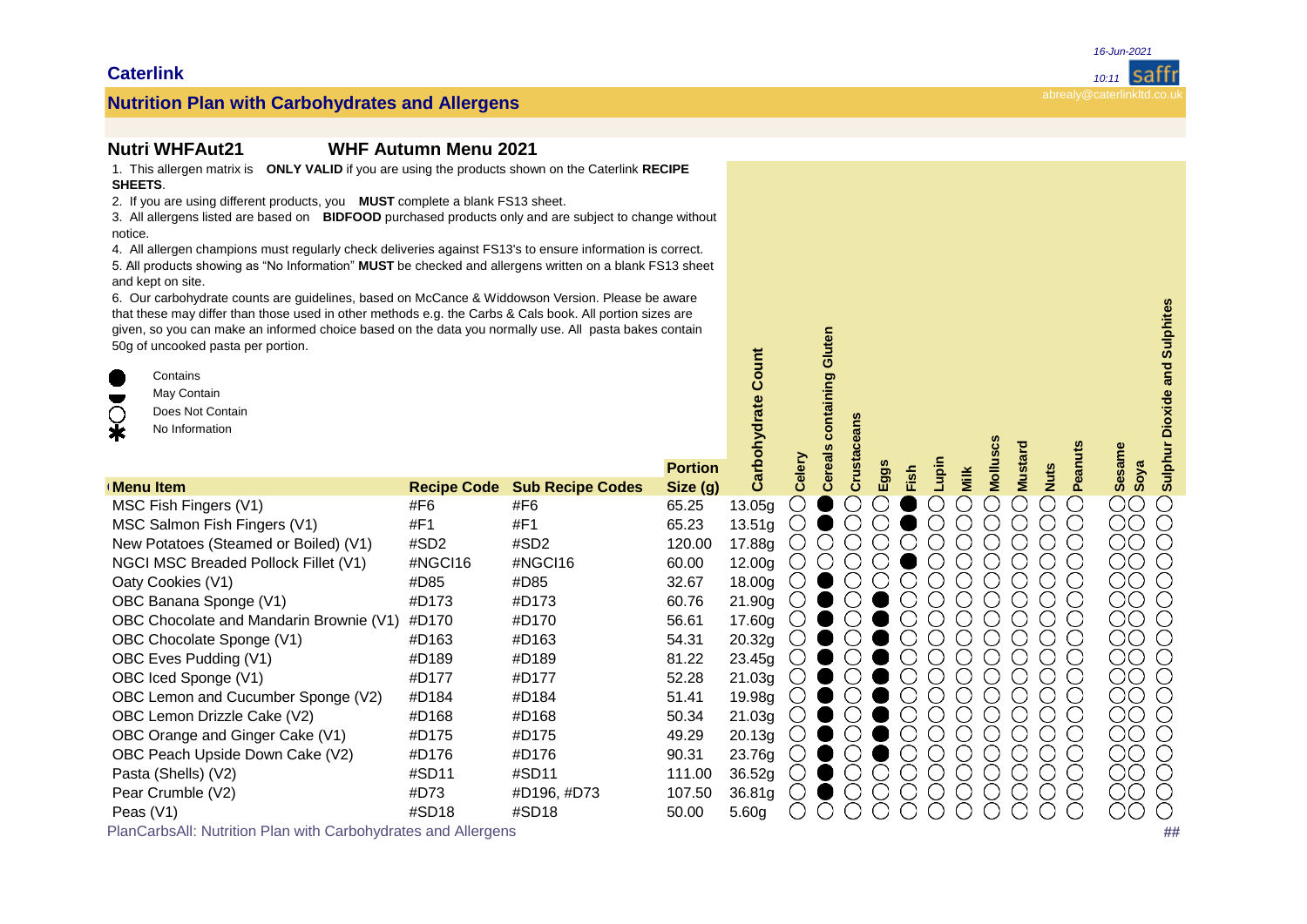## Nutri WHFAut21 WHF Autumn Menu 2021

1. This allergen matrix is **ONLY VALID** if you are using the products shown on the Caterlink **RECIPE SHEETS**.
2. If you are using different products, you **MUST** complete a blank FS13 sheet.
3. All allergens listed are based on **BIDFOOD** purchased products only and are subject to change without notice.
4. All allergen champions must regularly check deliveries against FS13's to ensure information is correct.
5. All products showing as "No Information" **MUST** be checked and allergens written on a blank FS13 sheet and kept on site.
6. Our carbohydrate counts are guidelines, based on McCance & Widdowson Version. Please be aware that these may differ than those used in other methods e.g. the Carbs & Cals book. All portion sizes are given, so you can make an informed choice based on the data you normally use. All pasta bakes contain 50g of uncooked pasta per portion.

● Contains
◒ May Contain
○ Does Not Contain
✱ No Information

| Menu Item | Recipe Code | Sub Recipe Codes | Portion Size (g) | Carbohydrate Count | Celery | Cereals containing Gluten | Crustaceans | Eggs | Fish | Lupin | Milk | Molluscs | Mustard | Nuts | Peanuts | Sesame | Soya | Sulphur Dioxide and Sulphites |
|---|---|---|---|---|---|---|---|---|---|---|---|---|---|---|---|---|---|---|
| MSC Fish Fingers (V1) | #F6 | #F6 | 65.25 | 13.05g | ○ | ● | ○ | ○ | ● | ○ | ○ | ○ | ○ | ○ | ○ | ○ | ○ | ○ |
| MSC Salmon Fish Fingers (V1) | #F1 | #F1 | 65.23 | 13.51g | ○ | ● | ○ | ○ | ● | ○ | ○ | ○ | ○ | ○ | ○ | ○ | ○ | ○ |
| New Potatoes (Steamed or Boiled) (V1) | #SD2 | #SD2 | 120.00 | 17.88g | ○ | ○ | ○ | ○ | ○ | ○ | ○ | ○ | ○ | ○ | ○ | ○ | ○ | ○ |
| NGCI MSC Breaded Pollock Fillet (V1) | #NGCI16 | #NGCI16 | 60.00 | 12.00g | ○ | ○ | ○ | ○ | ● | ○ | ○ | ○ | ○ | ○ | ○ | ○ | ○ | ○ |
| Oaty Cookies (V1) | #D85 | #D85 | 32.67 | 18.00g | ○ | ● | ○ | ○ | ○ | ○ | ○ | ○ | ○ | ○ | ○ | ○ | ○ | ○ |
| OBC Banana Sponge (V1) | #D173 | #D173 | 60.76 | 21.90g | ○ | ● | ○ | ● | ○ | ○ | ○ | ○ | ○ | ○ | ○ | ○ | ○ | ○ |
| OBC Chocolate and Mandarin Brownie (V1) | #D170 | #D170 | 56.61 | 17.60g | ○ | ● | ○ | ● | ○ | ○ | ○ | ○ | ○ | ○ | ○ | ○ | ○ | ○ |
| OBC Chocolate Sponge (V1) | #D163 | #D163 | 54.31 | 20.32g | ○ | ● | ○ | ● | ○ | ○ | ○ | ○ | ○ | ○ | ○ | ○ | ○ | ○ |
| OBC Eves Pudding (V1) | #D189 | #D189 | 81.22 | 23.45g | ○ | ● | ○ | ● | ○ | ○ | ○ | ○ | ○ | ○ | ○ | ○ | ○ | ○ |
| OBC Iced Sponge (V1) | #D177 | #D177 | 52.28 | 21.03g | ○ | ● | ○ | ● | ○ | ○ | ○ | ○ | ○ | ○ | ○ | ○ | ○ | ○ |
| OBC Lemon and Cucumber Sponge (V2) | #D184 | #D184 | 51.41 | 19.98g | ○ | ● | ○ | ● | ○ | ○ | ○ | ○ | ○ | ○ | ○ | ○ | ○ | ○ |
| OBC Lemon Drizzle Cake (V2) | #D168 | #D168 | 50.34 | 21.03g | ○ | ● | ○ | ● | ○ | ○ | ○ | ○ | ○ | ○ | ○ | ○ | ○ | ○ |
| OBC Orange and Ginger Cake (V1) | #D175 | #D175 | 49.29 | 20.13g | ○ | ● | ○ | ● | ○ | ○ | ○ | ○ | ○ | ○ | ○ | ○ | ○ | ○ |
| OBC Peach Upside Down Cake (V2) | #D176 | #D176 | 90.31 | 23.76g | ○ | ● | ○ | ● | ○ | ○ | ○ | ○ | ○ | ○ | ○ | ○ | ○ | ○ |
| Pasta (Shells) (V2) | #SD11 | #SD11 | 111.00 | 36.52g | ○ | ● | ○ | ○ | ○ | ○ | ○ | ○ | ○ | ○ | ○ | ○ | ○ | ○ |
| Pear Crumble (V2) | #D73 | #D196, #D73 | 107.50 | 36.81g | ○ | ● | ○ | ○ | ○ | ○ | ○ | ○ | ○ | ○ | ○ | ○ | ○ | ○ |
| Peas (V1) | #SD18 | #SD18 | 50.00 | 5.60g | ○ | ○ | ○ | ○ | ○ | ○ | ○ | ○ | ○ | ○ | ○ | ○ | ○ | ○ |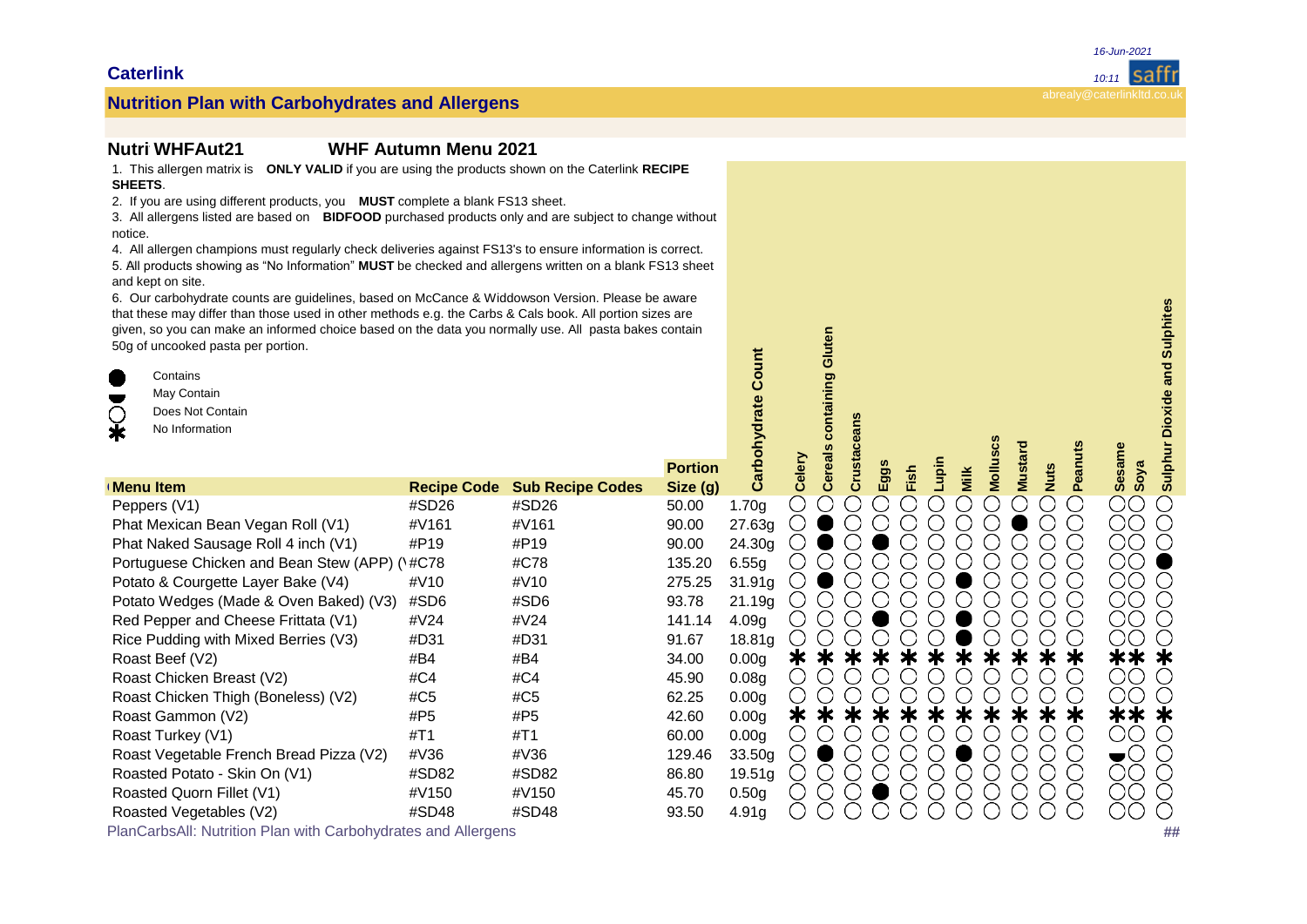**Caterlink**

## Nutrition Plan with Carbohydrates and Allergens

abrealy@caterlinkltd.co.uk

### Nutri WHFAut21 — WHF Autumn Menu 2021

1. This allergen matrix is **ONLY VALID** if you are using the products shown on the Caterlink **RECIPE SHEETS**.
2. If you are using different products, you **MUST** complete a blank FS13 sheet.
3. All allergens listed are based on **BIDFOOD** purchased products only and are subject to change without notice.
4. All allergen champions must regularly check deliveries against FS13's to ensure information is correct.
5. All products showing as "No Information" **MUST** be checked and allergens written on a blank FS13 sheet and kept on site.
6. Our carbohydrate counts are guidelines, based on McCance & Widdowson Version. Please be aware that these may differ than those used in other methods e.g. the Carbs & Cals book. All portion sizes are given, so you can make an informed choice based on the data you normally use. All pasta bakes contain 50g of uncooked pasta per portion.

● Contains
◒ May Contain
○ Does Not Contain
✱ No Information

| Menu Item | Recipe Code | Sub Recipe Codes | Portion Size (g) | Carbohydrate Count | Celery | Cereals containing Gluten | Crustaceans | Eggs | Fish | Lupin | Milk | Molluscs | Mustard | Nuts | Peanuts | Sesame | Soya | Sulphur Dioxide and Sulphites |
|---|---|---|---|---|---|---|---|---|---|---|---|---|---|---|---|---|---|---|
| Peppers (V1) | #SD26 | #SD26 | 50.00 | 1.70g | ○ | ○ | ○ | ○ | ○ | ○ | ○ | ○ | ○ | ○ | ○ | ○ | ○ | ○ |
| Phat Mexican Bean Vegan Roll (V1) | #V161 | #V161 | 90.00 | 27.63g | ○ | ● | ○ | ○ | ○ | ○ | ○ | ○ | ● | ○ | ○ | ○ | ○ | ○ |
| Phat Naked Sausage Roll 4 inch (V1) | #P19 | #P19 | 90.00 | 24.30g | ○ | ● | ○ | ● | ○ | ○ | ○ | ○ | ○ | ○ | ○ | ○ | ○ | ○ |
| Portuguese Chicken and Bean Stew (APP) (\ | #C78 | #C78 | 135.20 | 6.55g | ○ | ○ | ○ | ○ | ○ | ○ | ○ | ○ | ○ | ○ | ○ | ○ | ○ | ● |
| Potato & Courgette Layer Bake (V4) | #V10 | #V10 | 275.25 | 31.91g | ○ | ● | ○ | ○ | ○ | ○ | ● | ○ | ○ | ○ | ○ | ○ | ○ | ○ |
| Potato Wedges (Made & Oven Baked) (V3) | #SD6 | #SD6 | 93.78 | 21.19g | ○ | ○ | ○ | ○ | ○ | ○ | ○ | ○ | ○ | ○ | ○ | ○ | ○ | ○ |
| Red Pepper and Cheese Frittata (V1) | #V24 | #V24 | 141.14 | 4.09g | ○ | ○ | ○ | ● | ○ | ○ | ● | ○ | ○ | ○ | ○ | ○ | ○ | ○ |
| Rice Pudding with Mixed Berries (V3) | #D31 | #D31 | 91.67 | 18.81g | ○ | ○ | ○ | ○ | ○ | ○ | ● | ○ | ○ | ○ | ○ | ○ | ○ | ○ |
| Roast Beef (V2) | #B4 | #B4 | 34.00 | 0.00g | ✱ | ✱ | ✱ | ✱ | ✱ | ✱ | ✱ | ✱ | ✱ | ✱ | ✱ | ✱ | ✱ | ✱ |
| Roast Chicken Breast (V2) | #C4 | #C4 | 45.90 | 0.08g | ○ | ○ | ○ | ○ | ○ | ○ | ○ | ○ | ○ | ○ | ○ | ○ | ○ | ○ |
| Roast Chicken Thigh (Boneless) (V2) | #C5 | #C5 | 62.25 | 0.00g | ○ | ○ | ○ | ○ | ○ | ○ | ○ | ○ | ○ | ○ | ○ | ○ | ○ | ○ |
| Roast Gammon (V2) | #P5 | #P5 | 42.60 | 0.00g | ✱ | ✱ | ✱ | ✱ | ✱ | ✱ | ✱ | ✱ | ✱ | ✱ | ✱ | ✱ | ✱ | ✱ |
| Roast Turkey (V1) | #T1 | #T1 | 60.00 | 0.00g | ○ | ○ | ○ | ○ | ○ | ○ | ○ | ○ | ○ | ○ | ○ | ○ | ○ | ○ |
| Roast Vegetable French Bread Pizza (V2) | #V36 | #V36 | 129.46 | 33.50g | ○ | ● | ○ | ○ | ○ | ○ | ● | ○ | ○ | ○ | ○ | ◒ | ○ | ○ |
| Roasted Potato - Skin On (V1) | #SD82 | #SD82 | 86.80 | 19.51g | ○ | ○ | ○ | ○ | ○ | ○ | ○ | ○ | ○ | ○ | ○ | ○ | ○ | ○ |
| Roasted Quorn Fillet (V1) | #V150 | #V150 | 45.70 | 0.50g | ○ | ○ | ○ | ● | ○ | ○ | ○ | ○ | ○ | ○ | ○ | ○ | ○ | ○ |
| Roasted Vegetables (V2) | #SD48 | #SD48 | 93.50 | 4.91g | ○ | ○ | ○ | ○ | ○ | ○ | ○ | ○ | ○ | ○ | ○ | ○ | ○ | ○ |

PlanCarbsAll: Nutrition Plan with Carbohydrates and Allergens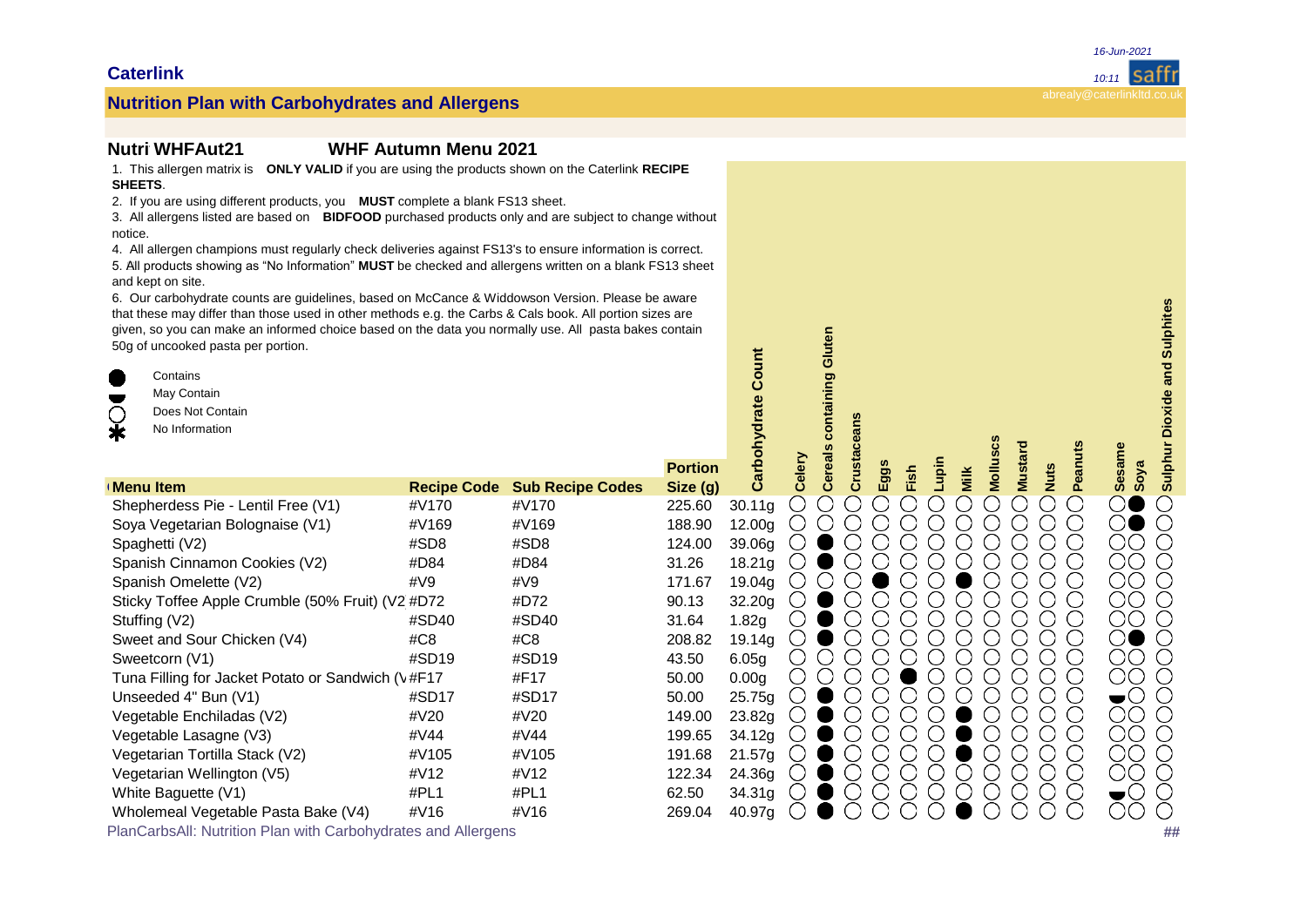**Caterlink**

## Nutrition Plan with Carbohydrates and Allergens

### Nutri WHFAut21 — WHF Autumn Menu 2021

1. This allergen matrix is **ONLY VALID** if you are using the products shown on the Caterlink **RECIPE SHEETS**.
2. If you are using different products, you **MUST** complete a blank FS13 sheet.
3. All allergens listed are based on **BIDFOOD** purchased products only and are subject to change without notice.
4. All allergen champions must regularly check deliveries against FS13's to ensure information is correct.
5. All products showing as "No Information" **MUST** be checked and allergens written on a blank FS13 sheet and kept on site.
6. Our carbohydrate counts are guidelines, based on McCance & Widdowson Version. Please be aware that these may differ than those used in other methods e.g. the Carbs & Cals book. All portion sizes are given, so you can make an informed choice based on the data you normally use. All pasta bakes contain 50g of uncooked pasta per portion.

● Contains
◒ May Contain
○ Does Not Contain
✱ No Information

| Menu Item | Recipe Code | Sub Recipe Codes | Portion Size (g) | Carbohydrate Count | Celery | Cereals containing Gluten | Crustaceans | Eggs | Fish | Lupin | Milk | Molluscs | Mustard | Nuts | Peanuts | Sesame | Soya | Sulphur Dioxide and Sulphites |
|---|---|---|---|---|---|---|---|---|---|---|---|---|---|---|---|---|---|---|
| Shepherdess Pie - Lentil Free (V1) | #V170 | #V170 | 225.60 | 30.11g | ○ | ○ | ○ | ○ | ○ | ○ | ○ | ○ | ○ | ○ | ○ | ○ | ● | ○ |
| Soya Vegetarian Bolognaise (V1) | #V169 | #V169 | 188.90 | 12.00g | ○ | ○ | ○ | ○ | ○ | ○ | ○ | ○ | ○ | ○ | ○ | ○ | ● | ○ |
| Spaghetti (V2) | #SD8 | #SD8 | 124.00 | 39.06g | ○ | ● | ○ | ○ | ○ | ○ | ○ | ○ | ○ | ○ | ○ | ○ | ○ | ○ |
| Spanish Cinnamon Cookies (V2) | #D84 | #D84 | 31.26 | 18.21g | ○ | ● | ○ | ○ | ○ | ○ | ○ | ○ | ○ | ○ | ○ | ○ | ○ | ○ |
| Spanish Omelette (V2) | #V9 | #V9 | 171.67 | 19.04g | ○ | ○ | ○ | ● | ○ | ○ | ● | ○ | ○ | ○ | ○ | ○ | ○ | ○ |
| Sticky Toffee Apple Crumble (50% Fruit) (V2 | #D72 | #D72 | 90.13 | 32.20g | ○ | ● | ○ | ○ | ○ | ○ | ○ | ○ | ○ | ○ | ○ | ○ | ○ | ○ |
| Stuffing (V2) | #SD40 | #SD40 | 31.64 | 1.82g | ○ | ● | ○ | ○ | ○ | ○ | ○ | ○ | ○ | ○ | ○ | ○ | ○ | ○ |
| Sweet and Sour Chicken (V4) | #C8 | #C8 | 208.82 | 19.14g | ○ | ● | ○ | ○ | ○ | ○ | ○ | ○ | ○ | ○ | ○ | ○ | ● | ○ |
| Sweetcorn (V1) | #SD19 | #SD19 | 43.50 | 6.05g | ○ | ○ | ○ | ○ | ○ | ○ | ○ | ○ | ○ | ○ | ○ | ○ | ○ | ○ |
| Tuna Filling for Jacket Potato or Sandwich (V | #F17 | #F17 | 50.00 | 0.00g | ○ | ○ | ○ | ○ | ● | ○ | ○ | ○ | ○ | ○ | ○ | ○ | ○ | ○ |
| Unseeded 4" Bun (V1) | #SD17 | #SD17 | 50.00 | 25.75g | ○ | ● | ○ | ○ | ○ | ○ | ○ | ○ | ○ | ○ | ○ | ◒ | ○ | ○ |
| Vegetable Enchiladas (V2) | #V20 | #V20 | 149.00 | 23.82g | ○ | ● | ○ | ○ | ○ | ○ | ● | ○ | ○ | ○ | ○ | ○ | ○ | ○ |
| Vegetable Lasagne (V3) | #V44 | #V44 | 199.65 | 34.12g | ○ | ● | ○ | ○ | ○ | ○ | ● | ○ | ○ | ○ | ○ | ○ | ○ | ○ |
| Vegetarian Tortilla Stack (V2) | #V105 | #V105 | 191.68 | 21.57g | ○ | ● | ○ | ○ | ○ | ○ | ● | ○ | ○ | ○ | ○ | ○ | ○ | ○ |
| Vegetarian Wellington (V5) | #V12 | #V12 | 122.34 | 24.36g | ○ | ● | ○ | ○ | ○ | ○ | ○ | ○ | ○ | ○ | ○ | ○ | ○ | ○ |
| White Baguette (V1) | #PL1 | #PL1 | 62.50 | 34.31g | ○ | ● | ○ | ○ | ○ | ○ | ○ | ○ | ○ | ○ | ○ | ◒ | ○ | ○ |
| Wholemeal Vegetable Pasta Bake (V4) | #V16 | #V16 | 269.04 | 40.97g | ○ | ● | ○ | ○ | ○ | ○ | ● | ○ | ○ | ○ | ○ | ○ | ○ | ○ |